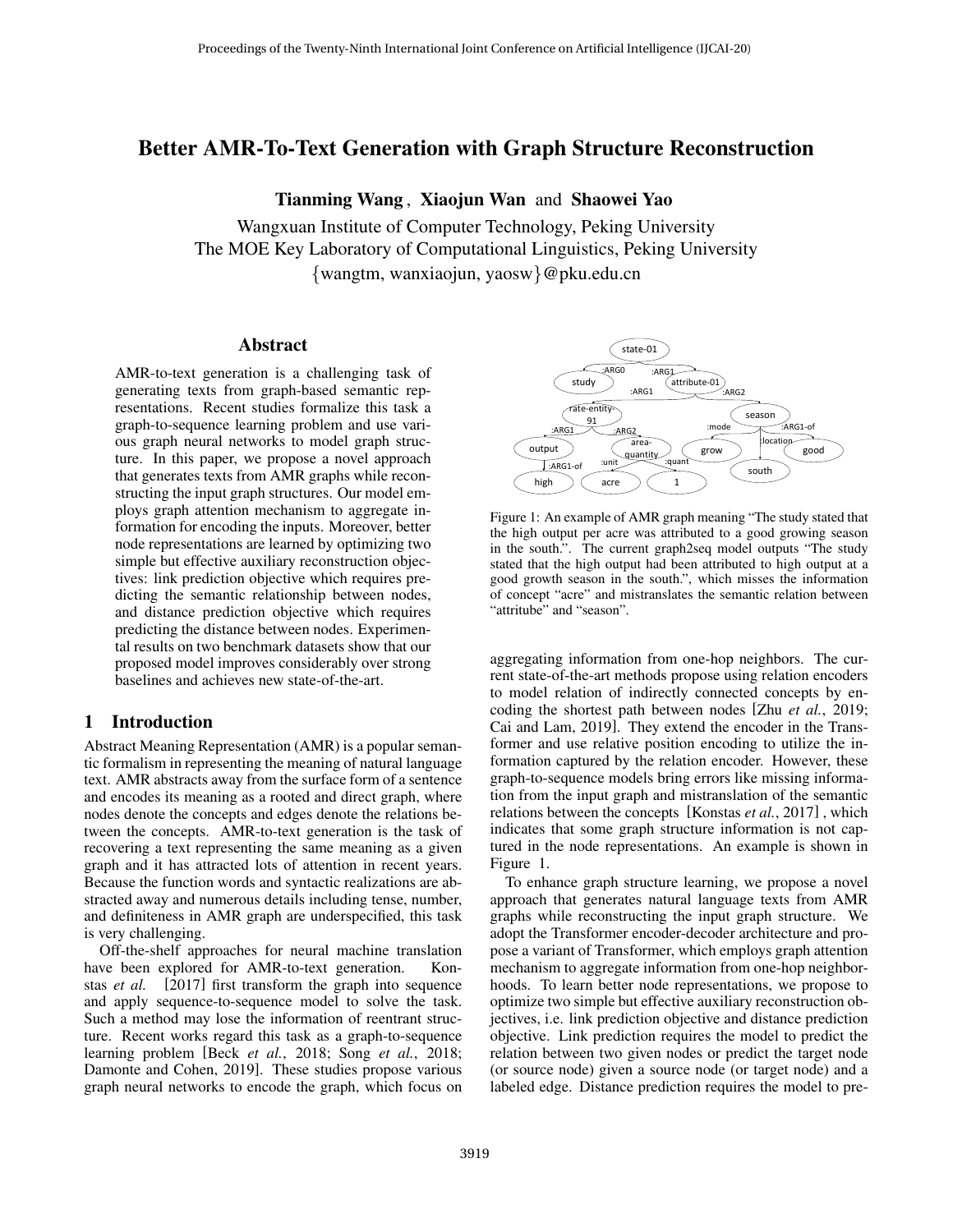# Better AMR-To-Text Generation with Graph Structure Reconstruction

**Tianming Wang**, **Xiaojun Wan** and **Shaowei Yao**

Wangxuan Institute of Computer Technology, Peking University
The MOE Key Laboratory of Computational Linguistics, Peking University
{wangtm, wanxiaojun, yaosw}@pku.edu.cn

## Abstract

AMR-to-text generation is a challenging task of generating texts from graph-based semantic representations. Recent studies formalize this task a graph-to-sequence learning problem and use various graph neural networks to model graph structure. In this paper, we propose a novel approach that generates texts from AMR graphs while reconstructing the input graph structures. Our model employs graph attention mechanism to aggregate information for encoding the inputs. Moreover, better node representations are learned by optimizing two simple but effective auxiliary reconstruction objectives: link prediction objective which requires predicting the semantic relationship between nodes, and distance prediction objective which requires predicting the distance between nodes. Experimental results on two benchmark datasets show that our proposed model improves considerably over strong baselines and achieves new state-of-the-art.

## 1 Introduction

Abstract Meaning Representation (AMR) is a popular semantic formalism in representing the meaning of natural language text. AMR abstracts away from the surface form of a sentence and encodes its meaning as a rooted and direct graph, where nodes denote the concepts and edges denote the relations between the concepts. AMR-to-text generation is the task of recovering a text representing the same meaning as a given graph and it has attracted lots of attention in recent years. Because the function words and syntactic realizations are abstracted away and numerous details including tense, number, and definiteness in AMR graph are underspecified, this task is very challenging.

Off-the-shelf approaches for neural machine translation have been explored for AMR-to-text generation. Konstas *et al.* [2017] first transform the graph into sequence and apply sequence-to-sequence model to solve the task. Such a method may lose the information of reentrant structure. Recent works regard this task as a graph-to-sequence learning problem [Beck *et al.*, 2018; Song *et al.*, 2018; Damonte and Cohen, 2019]. These studies propose various graph neural networks to encode the graph, which focus on aggregating information from one-hop neighbors. The current state-of-the-art methods propose using relation encoders to model relation of indirectly connected concepts by encoding the shortest path between nodes [Zhu *et al.*, 2019; Cai and Lam, 2019]. They extend the encoder in the Transformer and use relative position encoding to utilize the information captured by the relation encoder. However, these graph-to-sequence models bring errors like missing information from the input graph and mistranslation of the semantic relations between the concepts [Konstas *et al.*, 2017] , which indicates that some graph structure information is not captured in the node representations. An example is shown in Figure 1.

Figure 1: An example of AMR graph meaning "The study stated that the high output per acre was attributed to a good growing season in the south.". The current graph2seq model outputs "The study stated that the high output had been attributed to high output at a good growth season in the south.", which misses the information of concept "acre" and mistranslates the semantic relation between "attritube" and "season".

To enhance graph structure learning, we propose a novel approach that generates natural language texts from AMR graphs while reconstructing the input graph structure. We adopt the Transformer encoder-decoder architecture and propose a variant of Transformer, which employs graph attention mechanism to aggregate information from one-hop neighborhoods. To learn better node representations, we propose to optimize two simple but effective auxiliary reconstruction objectives, i.e. link prediction objective and distance prediction objective. Link prediction requires the model to predict the relation between two given nodes or predict the target node (or source node) given a source node (or target node) and a labeled edge. Distance prediction requires the model to pre-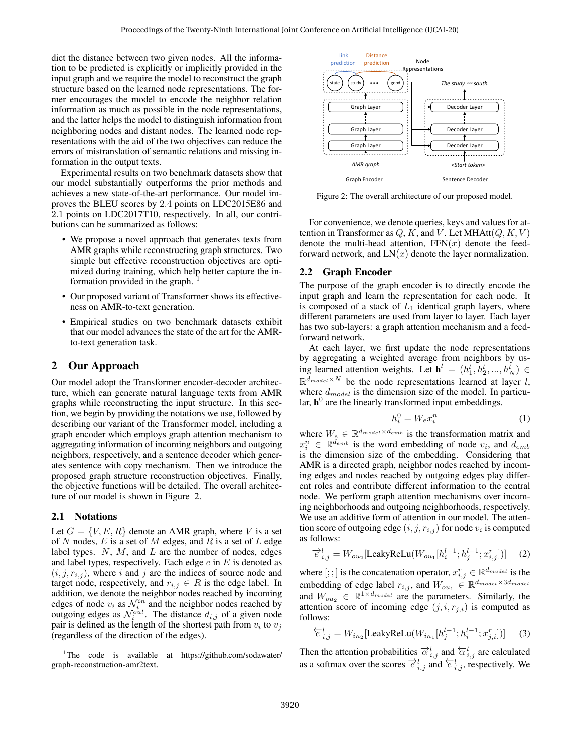dict the distance between two given nodes. All the information to be predicted is explicitly or implicitly provided in the input graph and we require the model to reconstruct the graph structure based on the learned node representations. The former encourages the model to encode the neighbor relation information as much as possible in the node representations, and the latter helps the model to distinguish information from neighboring nodes and distant nodes. The learned node representations with the aid of the two objectives can reduce the errors of mistranslation of semantic relations and missing information in the output texts.

Experimental results on two benchmark datasets show that our model substantially outperforms the prior methods and achieves a new state-of-the-art performance. Our model improves the BLEU scores by 2.4 points on LDC2015E86 and 2.1 points on LDC2017T10, respectively. In all, our contributions can be summarized as follows:

- We propose a novel approach that generates texts from AMR graphs while reconstructing graph structures. Two simple but effective reconstruction objectives are optimized during training, which help better capture the information provided in the graph. [1]
- Our proposed variant of Transformer shows its effectiveness on AMR-to-text generation.
- Empirical studies on two benchmark datasets exhibit that our model advances the state of the art for the AMR-to-text generation task.

## 2 Our Approach

Our model adopt the Transformer encoder-decoder architecture, which can generate natural language texts from AMR graphs while reconstructing the input structure. In this section, we begin by providing the notations we use, followed by describing our variant of the Transformer model, including a graph encoder which employs graph attention mechanism to aggregating information of incoming neighbors and outgoing neighbors, respectively, and a sentence decoder which generates sentence with copy mechanism. Then we introduce the proposed graph structure reconstruction objectives. Finally, the objective functions will be detailed. The overall architecture of our model is shown in Figure 2.

### 2.1 Notations

Let $G = \{V, E, R\}$ denote an AMR graph, where $V$ is a set of $N$ nodes, $E$ is a set of $M$ edges, and $R$ is a set of $L$ edge label types. $N$, $M$, and $L$ are the number of nodes, edges and label types, respectively. Each edge $e$ in $E$ is denoted as $(i, j, r_{i,j})$, where $i$ and $j$ are the indices of source node and target node, respectively, and $r_{i,j} \in R$ is the edge label. In addition, we denote the neighbor nodes reached by incoming edges of node $v_i$ as $\mathcal{N}_i^{in}$ and the neighbor nodes reached by outgoing edges as $\mathcal{N}_i^{out}$. The distance $d_{i,j}$ of a given node pair is defined as the length of the shortest path from $v_i$ to $v_j$ (regardless of the direction of the edges).

[1] The code is available at https://github.com/sodawater/graph-reconstruction-amr2text.

Figure 2: The overall architecture of our proposed model.

For convenience, we denote queries, keys and values for attention in Transformer as $Q$, $K$, and $V$. Let $\text{MHAtt}(Q, K, V)$ denote the multi-head attention, $\text{FFN}(x)$ denote the feed-forward network, and $\text{LN}(x)$ denote the layer normalization.

### 2.2 Graph Encoder

The purpose of the graph encoder is to directly encode the input graph and learn the representation for each node. It is composed of a stack of $L_1$ identical graph layers, where different parameters are used from layer to layer. Each layer has two sub-layers: a graph attention mechanism and a feed-forward network.

At each layer, we first update the node representations by aggregating a weighted average from neighbors by using learned attention weights. Let $\mathbf{h}^l = (h_1^l, h_2^l, ..., h_N^l) \in \mathbb{R}^{d_{model} \times N}$ be the node representations learned at layer $l$, where $d_{model}$ is the dimension size of the model. In particular, $\mathbf{h}^0$ are the linearly transformed input embeddings.

$$h_i^0 = W_e x_i^n \tag{1}$$

where $W_e \in \mathbb{R}^{d_{model} \times d_{emb}}$ is the transformation matrix and $x_i^n \in \mathbb{R}^{d_{emb}}$ is the word embedding of node $v_i$, and $d_{emb}$ is the dimension size of the embedding. Considering that AMR is a directed graph, neighbor nodes reached by incoming edges and nodes reached by outgoing edges play different roles and contribute different information to the central node. We perform graph attention mechanisms over incoming neighborhoods and outgoing neighborhoods, respectively. We use an additive form of attention in our model. The attention score of outgoing edge $(i, j, r_{i,j})$ for node $v_i$ is computed as follows:

$$\overrightarrow{e}_{i,j}^{\,l} = W_{ou_2}[\text{LeakyReLu}(W_{ou_1}[h_i^{l-1}; h_j^{l-1}; x_{i,j}^r])] \tag{2}$$

where $[;;]$ is the concatenation operator, $x_{i,j}^r \in \mathbb{R}^{d_{model}}$ is the embedding of edge label $r_{i,j}$, and $W_{ou_1} \in \mathbb{R}^{d_{model} \times 3d_{model}}$ and $W_{ou_2} \in \mathbb{R}^{1 \times d_{model}}$ are the parameters. Similarly, the attention score of incoming edge $(j, i, r_{j,i})$ is computed as follows:

$$\overleftarrow{e}_{i,j}^{\,l} = W_{in_2}[\text{LeakyReLu}(W_{in_1}[h_j^{l-1}; h_i^{l-1}; x_{j,i}^r])] \tag{3}$$

Then the attention probabilities $\overrightarrow{\alpha}_{i,j}^{\,l}$ and $\overleftarrow{\alpha}_{i,j}^{\,l}$ are calculated as a softmax over the scores $\overrightarrow{e}_{i,j}^{\,l}$ and $\overleftarrow{e}_{i,j}^{\,l}$, respectively. We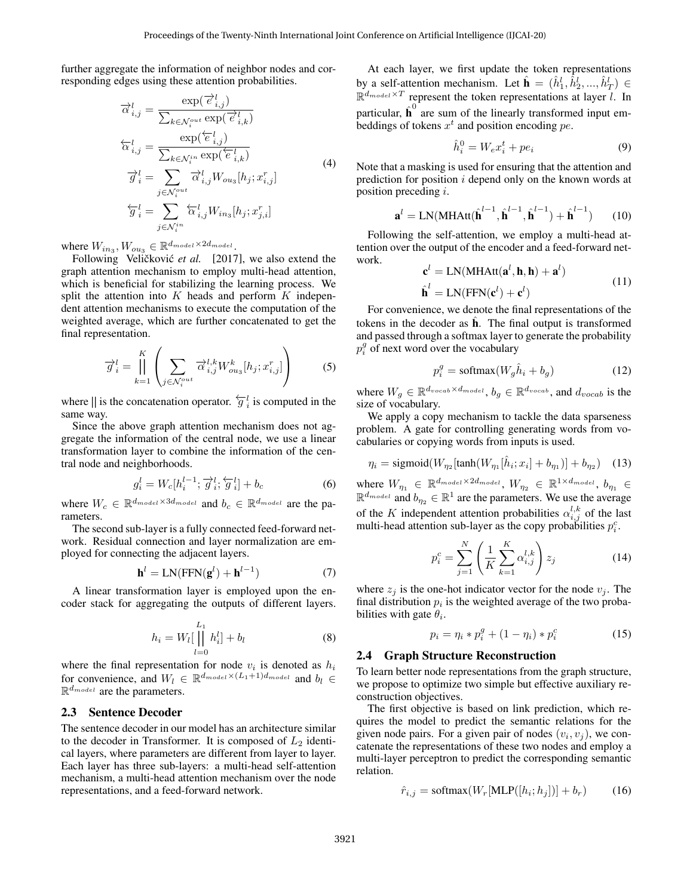further aggregate the information of neighbor nodes and corresponding edges using these attention probabilities.

$$
\begin{aligned}
\overrightarrow{\alpha}^l_{i,j} &= \frac{\exp(\overrightarrow{e}^l_{i,j})}{\sum_{k \in \mathcal{N}_i^{out}} \exp(\overrightarrow{e}^l_{i,k})} \\
\overleftarrow{\alpha}^l_{i,j} &= \frac{\exp(\overleftarrow{e}^l_{i,j})}{\sum_{k \in \mathcal{N}_i^{in}} \exp(\overleftarrow{e}^l_{i,k})} \\
\overrightarrow{g}^l_i &= \sum_{j \in \mathcal{N}_i^{out}} \overrightarrow{\alpha}^l_{i,j} W_{ou_3}[h_j; x^r_{i,j}] \\
\overleftarrow{g}^l_i &= \sum_{j \in \mathcal{N}_i^{in}} \overleftarrow{\alpha}^l_{i,j} W_{in_3}[h_j; x^r_{j,i}]
\end{aligned} \tag{4}
$$

where $W_{in_3}, W_{ou_3} \in \mathbb{R}^{d_{model} \times 2d_{model}}$.

Following Veličković *et al.* [2017], we also extend the graph attention mechanism to employ multi-head attention, which is beneficial for stabilizing the learning process. We split the attention into $K$ heads and perform $K$ independent attention mechanisms to execute the computation of the weighted average, which are further concatenated to get the final representation.

$$
\overrightarrow{g}^l_i = \Big\|_{k=1}^{K} \left( \sum_{j \in \mathcal{N}_i^{out}} \overrightarrow{\alpha}^{l,k}_{i,j} W^k_{ou_3}[h_j; x^r_{i,j}] \right) \tag{5}
$$

where $\|$ is the concatenation operator. $\overleftarrow{g}^l_i$ is computed in the same way.

Since the above graph attention mechanism does not aggregate the information of the central node, we use a linear transformation layer to combine the information of the central node and neighborhoods.

$$
g^l_i = W_c[h^{l-1}_i; \overrightarrow{g}^l_i; \overleftarrow{g}^l_i] + b_c \tag{6}
$$

where $W_c \in \mathbb{R}^{d_{model} \times 3d_{model}}$ and $b_c \in \mathbb{R}^{d_{model}}$ are the parameters.

The second sub-layer is a fully connected feed-forward network. Residual connection and layer normalization are employed for connecting the adjacent layers.

$$
\mathbf{h}^l = \text{LN}(\text{FFN}(\mathbf{g}^l) + \mathbf{h}^{l-1}) \tag{7}
$$

A linear transformation layer is employed upon the encoder stack for aggregating the outputs of different layers.

$$
h_i = W_l[\Big\|_{l=0}^{L_1} h^l_i] + b_l \tag{8}
$$

where the final representation for node $v_i$ is denoted as $h_i$ for convenience, and $W_l \in \mathbb{R}^{d_{model} \times (L_1+1)d_{model}}$ and $b_l \in \mathbb{R}^{d_{model}}$ are the parameters.

### 2.3 Sentence Decoder

The sentence decoder in our model has an architecture similar to the decoder in Transformer. It is composed of $L_2$ identical layers, where parameters are different from layer to layer. Each layer has three sub-layers: a multi-head self-attention mechanism, a multi-head attention mechanism over the node representations, and a feed-forward network.

At each layer, we first update the token representations by a self-attention mechanism. Let $\hat{\mathbf{h}} = (\hat{h}^l_1, \hat{h}^l_2, ..., \hat{h}^l_T) \in \mathbb{R}^{d_{model} \times T}$ represent the token representations at layer $l$. In particular, $\hat{\mathbf{h}}^0$ are sum of the linearly transformed input embeddings of tokens $x^t$ and position encoding $pe$.

$$
\hat{h}^0_i = W_e x^t_i + pe_i \tag{9}
$$

Note that a masking is used for ensuring that the attention and prediction for position $i$ depend only on the known words at position preceding $i$.

$$
\mathbf{a}^l = \text{LN}(\text{MHAtt}(\hat{\mathbf{h}}^{l-1}, \hat{\mathbf{h}}^{l-1}, \hat{\mathbf{h}}^{l-1}) + \hat{\mathbf{h}}^{l-1}) \tag{10}
$$

Following the self-attention, we employ a multi-head attention over the output of the encoder and a feed-forward network.

$$
\begin{aligned}
\mathbf{c}^l &= \text{LN}(\text{MHAtt}(\mathbf{a}^l, \mathbf{h}, \mathbf{h}) + \mathbf{a}^l) \\
\hat{\mathbf{h}}^l &= \text{LN}(\text{FFN}(\mathbf{c}^l) + \mathbf{c}^l)
\end{aligned} \tag{11}
$$

For convenience, we denote the final representations of the tokens in the decoder as $\hat{\mathbf{h}}$. The final output is transformed and passed through a softmax layer to generate the probability $p^g_i$ of next word over the vocabulary

$$
p^g_i = \text{softmax}(W_g \hat{h}_i + b_g) \tag{12}
$$

where $W_g \in \mathbb{R}^{d_{vocab} \times d_{model}}$, $b_g \in \mathbb{R}^{d_{vocab}}$, and $d_{vocab}$ is the size of vocabulary.

We apply a copy mechanism to tackle the data sparseness problem. A gate for controlling generating words from vocabularies or copying words from inputs is used.

$$
\eta_i = \text{sigmoid}(W_{\eta_2}[\tanh(W_{\eta_1}[\hat{h}_i; x_i] + b_{\eta_1})] + b_{\eta_2}) \tag{13}
$$

where $W_{\eta_1} \in \mathbb{R}^{d_{model} \times 2d_{model}}$, $W_{\eta_2} \in \mathbb{R}^{1 \times d_{model}}$, $b_{\eta_1} \in \mathbb{R}^{d_{model}}$ and $b_{\eta_2} \in \mathbb{R}^1$ are the parameters. We use the average of the $K$ independent attention probabilities $\alpha^{l,k}_{i,j}$ of the last multi-head attention sub-layer as the copy probabilities $p^c_i$.

$$
p^c_i = \sum_{j=1}^{N} \left( \frac{1}{K} \sum_{k=1}^{K} \alpha^{l,k}_{i,j} \right) z_j \tag{14}
$$

where $z_j$ is the one-hot indicator vector for the node $v_j$. The final distribution $p_i$ is the weighted average of the two probabilities with gate $\theta_i$.

$$
p_i = \eta_i * p^g_i + (1 - \eta_i) * p^c_i \tag{15}
$$

### 2.4 Graph Structure Reconstruction

To learn better node representations from the graph structure, we propose to optimize two simple but effective auxiliary reconstruction objectives.

The first objective is based on link prediction, which requires the model to predict the semantic relations for the given node pairs. For a given pair of nodes $(v_i, v_j)$, we concatenate the representations of these two nodes and employ a multi-layer perceptron to predict the corresponding semantic relation.

$$
\hat{r}_{i,j} = \text{softmax}(W_r[\text{MLP}([h_i; h_j])] + b_r) \tag{16}
$$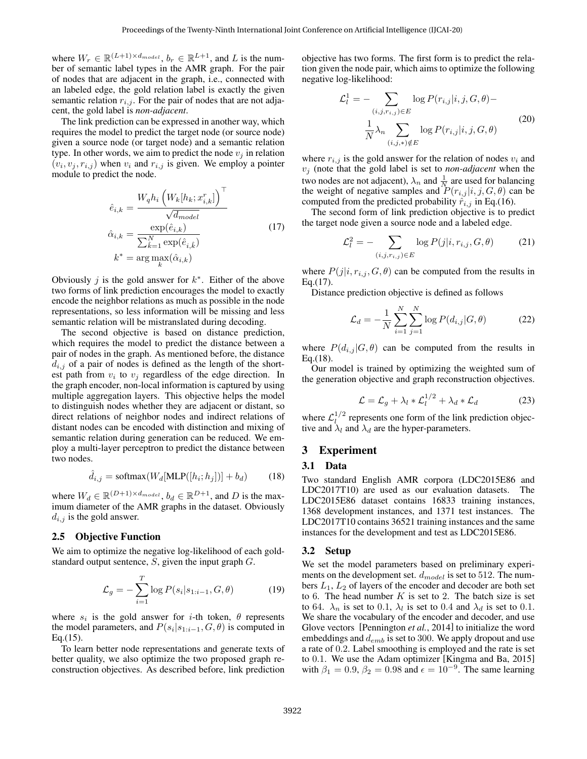where $W_r \in \mathbb{R}^{(L+1) \times d_{model}}$, $b_r \in \mathbb{R}^{L+1}$, and $L$ is the number of semantic label types in the AMR graph. For the pair of nodes that are adjacent in the graph, i.e., connected with an labeled edge, the gold relation label is exactly the given semantic relation $r_{i,j}$. For the pair of nodes that are not adjacent, the gold label is *non-adjacent*.

The link prediction can be expressed in another way, which requires the model to predict the target node (or source node) given a source node (or target node) and a semantic relation type. In other words, we aim to predict the node $v_j$ in relation $(v_i, v_j, r_{i,j})$ when $v_i$ and $r_{i,j}$ is given. We employ a pointer module to predict the node.

$$
\begin{aligned}
\hat{e}_{i,k} &= \frac{W_q h_i \left(W_k [h_k; x^r_{i,k}]\right)^\top}{\sqrt{d_{model}}} \\
\hat{\alpha}_{i,k} &= \frac{\exp(\hat{e}_{i,k})}{\sum_{\hat{k}=1}^{N} \exp(\hat{e}_{i,\hat{k}})} \\
k^* &= \arg\max_k (\hat{\alpha}_{i,k})
\end{aligned}
\tag{17}
$$

Obviously $j$ is the gold answer for $k^*$. Either of the above two forms of link prediction encourages the model to exactly encode the neighbor relations as much as possible in the node representations, so less information will be missing and less semantic relation will be mistranslated during decoding.

The second objective is based on distance prediction, which requires the model to predict the distance between a pair of nodes in the graph. As mentioned before, the distance $d_{i,j}$ of a pair of nodes is defined as the length of the shortest path from $v_i$ to $v_j$ regardless of the edge direction. In the graph encoder, non-local information is captured by using multiple aggregation layers. This objective helps the model to distinguish nodes whether they are adjacent or distant, so direct relations of neighbor nodes and indirect relations of distant nodes can be encoded with distinction and mixing of semantic relation during generation can be reduced. We employ a multi-layer perceptron to predict the distance between two nodes.

$$
\hat{d}_{i,j} = \text{softmax}(W_d[\text{MLP}([h_i; h_j])] + b_d) \tag{18}
$$

where $W_d \in \mathbb{R}^{(D+1) \times d_{model}}$, $b_d \in \mathbb{R}^{D+1}$, and $D$ is the maximum diameter of the AMR graphs in the dataset. Obviously $d_{i,j}$ is the gold answer.

## 2.5 Objective Function

We aim to optimize the negative log-likelihood of each gold-standard output sentence, $S$, given the input graph $G$.

$$
\mathcal{L}_g = -\sum_{i=1}^{T} \log P(s_i | s_{1:i-1}, G, \theta) \tag{19}
$$

where $s_i$ is the gold answer for $i$-th token, $\theta$ represents the model parameters, and $P(s_i | s_{1:i-1}, G, \theta)$ is computed in Eq.(15).

To learn better node representations and generate texts of better quality, we also optimize the two proposed graph reconstruction objectives. As described before, link prediction objective has two forms. The first form is to predict the relation given the node pair, which aims to optimize the following negative log-likelihood:

$$
\begin{aligned}
\mathcal{L}_l^1 = &-\sum_{(i,j,r_{i,j}) \in E} \log P(r_{i,j} | i, j, G, \theta) - \\
&\frac{1}{N} \lambda_n \sum_{(i,j,*) \notin E} \log P(r_{i,j} | i, j, G, \theta)
\end{aligned}
\tag{20}
$$

where $r_{i,j}$ is the gold answer for the relation of nodes $v_i$ and $v_j$ (note that the gold label is set to *non-adjacent* when the two nodes are not adjacent), $\lambda_n$ and $\frac{1}{N}$ are used for balancing the weight of negative samples and $P(r_{i,j} | i, j, G, \theta)$ can be computed from the predicted probability $\hat{r}_{i,j}$ in Eq.(16).

The second form of link prediction objective is to predict the target node given a source node and a labeled edge.

$$
\mathcal{L}_l^2 = -\sum_{(i,j,r_{i,j}) \in E} \log P(j | i, r_{i,j}, G, \theta) \tag{21}
$$

where $P(j | i, r_{i,j}, G, \theta)$ can be computed from the results in Eq.(17).

Distance prediction objective is defined as follows

$$
\mathcal{L}_d = -\frac{1}{N} \sum_{i=1}^{N} \sum_{j=1}^{N} \log P(d_{i,j} | G, \theta) \tag{22}
$$

where $P(d_{i,j} | G, \theta)$ can be computed from the results in Eq.(18).

Our model is trained by optimizing the weighted sum of the generation objective and graph reconstruction objectives.

$$
\mathcal{L} = \mathcal{L}_g + \lambda_l * \mathcal{L}_l^{1/2} + \lambda_d * \mathcal{L}_d \tag{23}
$$

where $\mathcal{L}_l^{1/2}$ represents one form of the link prediction objective and $\lambda_l$ and $\lambda_d$ are the hyper-parameters.

# 3 Experiment

## 3.1 Data

Two standard English AMR corpora (LDC2015E86 and LDC2017T10) are used as our evaluation datasets. The LDC2015E86 dataset contains 16833 training instances, 1368 development instances, and 1371 test instances. The LDC2017T10 contains 36521 training instances and the same instances for the development and test as LDC2015E86.

## 3.2 Setup

We set the model parameters based on preliminary experiments on the development set. $d_{model}$ is set to 512. The numbers $L_1$, $L_2$ of layers of the encoder and decoder are both set to 6. The head number $K$ is set to 2. The batch size is set to 64. $\lambda_n$ is set to 0.1, $\lambda_l$ is set to 0.4 and $\lambda_d$ is set to 0.1. We share the vocabulary of the encoder and decoder, and use Glove vectors [Pennington *et al.*, 2014] to initialize the word embeddings and $d_{emb}$ is set to 300. We apply dropout and use a rate of 0.2. Label smoothing is employed and the rate is set to 0.1. We use the Adam optimizer [Kingma and Ba, 2015] with $\beta_1 = 0.9$, $\beta_2 = 0.98$ and $\epsilon = 10^{-9}$. The same learning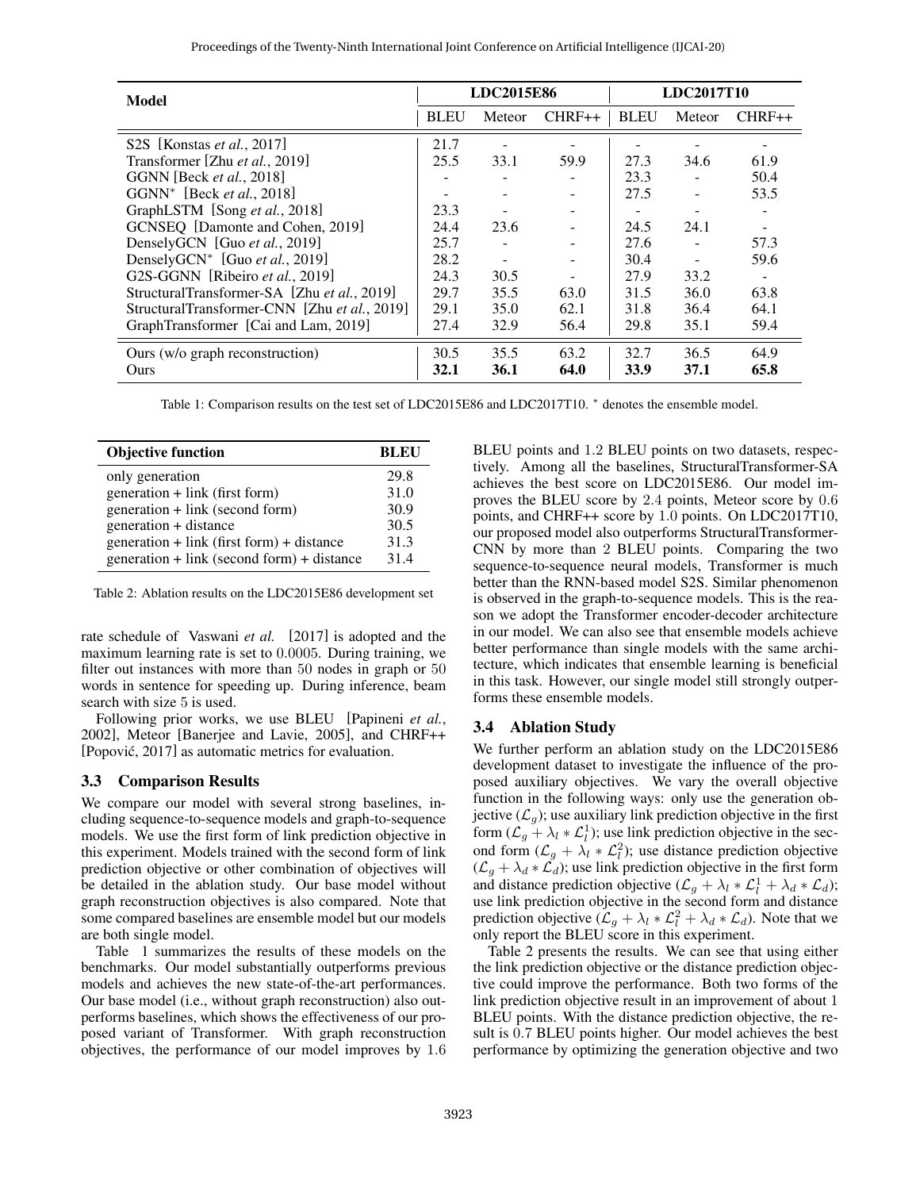| Model | LDC2015E86 | | | LDC2017T10 | | |
|---|---|---|---|---|---|---|
| | BLEU | Meteor | CHRF++ | BLEU | Meteor | CHRF++ |
| S2S [Konstas *et al.*, 2017] | 21.7 | - | - | - | - | - |
| Transformer [Zhu *et al.*, 2019] | 25.5 | 33.1 | 59.9 | 27.3 | 34.6 | 61.9 |
| GGNN [Beck *et al.*, 2018] | - | - | - | 23.3 | - | 50.4 |
| GGNN* [Beck *et al.*, 2018] | - | - | - | 27.5 | - | 53.5 |
| GraphLSTM [Song *et al.*, 2018] | 23.3 | - | - | - | - | - |
| GCNSEQ [Damonte and Cohen, 2019] | 24.4 | 23.6 | - | 24.5 | 24.1 | - |
| DenselyGCN [Guo *et al.*, 2019] | 25.7 | - | - | 27.6 | - | 57.3 |
| DenselyGCN* [Guo *et al.*, 2019] | 28.2 | - | - | 30.4 | - | 59.6 |
| G2S-GGNN [Ribeiro *et al.*, 2019] | 24.3 | 30.5 | - | 27.9 | 33.2 | - |
| StructuralTransformer-SA [Zhu *et al.*, 2019] | 29.7 | 35.5 | 63.0 | 31.5 | 36.0 | 63.8 |
| StructuralTransformer-CNN [Zhu *et al.*, 2019] | 29.1 | 35.0 | 62.1 | 31.8 | 36.4 | 64.1 |
| GraphTransformer [Cai and Lam, 2019] | 27.4 | 32.9 | 56.4 | 29.8 | 35.1 | 59.4 |
| Ours (w/o graph reconstruction) | 30.5 | 35.5 | 63.2 | 32.7 | 36.5 | 64.9 |
| Ours | **32.1** | **36.1** | **64.0** | **33.9** | **37.1** | **65.8** |

Table 1: Comparison results on the test set of LDC2015E86 and LDC2017T10. * denotes the ensemble model.

| Objective function | BLEU |
|---|---|
| only generation | 29.8 |
| generation + link (first form) | 31.0 |
| generation + link (second form) | 30.9 |
| generation + distance | 30.5 |
| generation + link (first form) + distance | 31.3 |
| generation + link (second form) + distance | 31.4 |

Table 2: Ablation results on the LDC2015E86 development set

rate schedule of Vaswani *et al.* [2017] is adopted and the maximum learning rate is set to 0.0005. During training, we filter out instances with more than 50 nodes in graph or 50 words in sentence for speeding up. During inference, beam search with size 5 is used.

Following prior works, we use BLEU [Papineni *et al.*, 2002], Meteor [Banerjee and Lavie, 2005], and CHRF++ [Popović, 2017] as automatic metrics for evaluation.

### 3.3 Comparison Results

We compare our model with several strong baselines, including sequence-to-sequence models and graph-to-sequence models. We use the first form of link prediction objective in this experiment. Models trained with the second form of link prediction objective or other combination of objectives will be detailed in the ablation study. Our base model without graph reconstruction objectives is also compared. Note that some compared baselines are ensemble model but our models are both single model.

Table 1 summarizes the results of these models on the benchmarks. Our model substantially outperforms previous models and achieves the new state-of-the-art performances. Our base model (i.e., without graph reconstruction) also outperforms baselines, which shows the effectiveness of our proposed variant of Transformer. With graph reconstruction objectives, the performance of our model improves by 1.6 BLEU points and 1.2 BLEU points on two datasets, respectively. Among all the baselines, StructuralTransformer-SA achieves the best score on LDC2015E86. Our model improves the BLEU score by 2.4 points, Meteor score by 0.6 points, and CHRF++ score by 1.0 points. On LDC2017T10, our proposed model also outperforms StructuralTransformer-CNN by more than 2 BLEU points. Comparing the two sequence-to-sequence neural models, Transformer is much better than the RNN-based model S2S. Similar phenomenon is observed in the graph-to-sequence models. This is the reason we adopt the Transformer encoder-decoder architecture in our model. We can also see that ensemble models achieve better performance than single models with the same architecture, which indicates that ensemble learning is beneficial in this task. However, our single model still strongly outperforms these ensemble models.

### 3.4 Ablation Study

We further perform an ablation study on the LDC2015E86 development dataset to investigate the influence of the proposed auxiliary objectives. We vary the overall objective function in the following ways: only use the generation objective ($\mathcal{L}_g$); use auxiliary link prediction objective in the first form ($\mathcal{L}_g + \lambda_l * \mathcal{L}_l^1$); use link prediction objective in the second form ($\mathcal{L}_g + \lambda_l * \mathcal{L}_l^2$); use distance prediction objective ($\mathcal{L}_g + \lambda_d * \mathcal{L}_d$); use link prediction objective in the first form and distance prediction objective ($\mathcal{L}_g + \lambda_l * \mathcal{L}_l^1 + \lambda_d * \mathcal{L}_d$); use link prediction objective in the second form and distance prediction objective ($\mathcal{L}_g + \lambda_l * \mathcal{L}_l^2 + \lambda_d * \mathcal{L}_d$). Note that we only report the BLEU score in this experiment.

Table 2 presents the results. We can see that using either the link prediction objective or the distance prediction objective could improve the performance. Both two forms of the link prediction objective result in an improvement of about 1 BLEU points. With the distance prediction objective, the result is 0.7 BLEU points higher. Our model achieves the best performance by optimizing the generation objective and two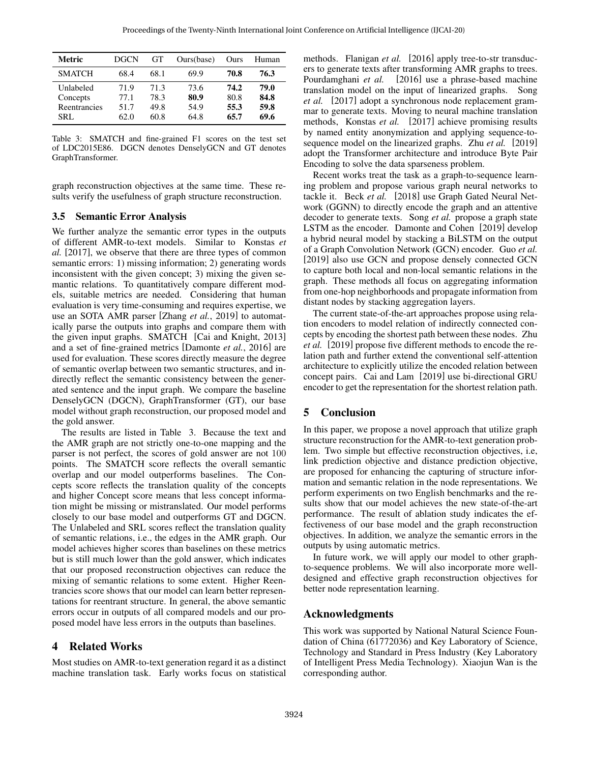| Metric | DGCN | GT | Ours(base) | Ours | Human |
|---|---|---|---|---|---|
| SMATCH | 68.4 | 68.1 | 69.9 | **70.8** | **76.3** |
| Unlabeled | 71.9 | 71.3 | 73.6 | **74.2** | **79.0** |
| Concepts | 77.1 | 78.3 | **80.9** | 80.8 | **84.8** |
| Reentrancies | 51.7 | 49.8 | 54.9 | **55.3** | **59.8** |
| SRL | 62.0 | 60.8 | 64.8 | **65.7** | **69.6** |

Table 3: SMATCH and fine-grained F1 scores on the test set of LDC2015E86. DGCN denotes DenselyGCN and GT denotes GraphTransformer.

graph reconstruction objectives at the same time. These results verify the usefulness of graph structure reconstruction.

### 3.5 Semantic Error Analysis

We further analyze the semantic error types in the outputs of different AMR-to-text models. Similar to Konstas *et al.* [2017], we observe that there are three types of common semantic errors: 1) missing information; 2) generating words inconsistent with the given concept; 3) mixing the given semantic relations. To quantitatively compare different models, suitable metrics are needed. Considering that human evaluation is very time-consuming and requires expertise, we use an SOTA AMR parser [Zhang *et al.*, 2019] to automatically parse the outputs into graphs and compare them with the given input graphs. SMATCH [Cai and Knight, 2013] and a set of fine-grained metrics [Damonte *et al.*, 2016] are used for evaluation. These scores directly measure the degree of semantic overlap between two semantic structures, and indirectly reflect the semantic consistency between the generated sentence and the input graph. We compare the baseline DenselyGCN (DGCN), GraphTransformer (GT), our base model without graph reconstruction, our proposed model and the gold answer.

The results are listed in Table 3. Because the text and the AMR graph are not strictly one-to-one mapping and the parser is not perfect, the scores of gold answer are not 100 points. The SMATCH score reflects the overall semantic overlap and our model outperforms baselines. The Concepts score reflects the translation quality of the concepts and higher Concept score means that less concept information might be missing or mistranslated. Our model performs closely to our base model and outperforms GT and DGCN. The Unlabeled and SRL scores reflect the translation quality of semantic relations, i.e., the edges in the AMR graph. Our model achieves higher scores than baselines on these metrics but is still much lower than the gold answer, which indicates that our proposed reconstruction objectives can reduce the mixing of semantic relations to some extent. Higher Reentrancies score shows that our model can learn better representations for reentrant structure. In general, the above semantic errors occur in outputs of all compared models and our proposed model have less errors in the outputs than baselines.

## 4 Related Works

Most studies on AMR-to-text generation regard it as a distinct machine translation task. Early works focus on statistical methods. Flanigan *et al.* [2016] apply tree-to-str transducers to generate texts after transforming AMR graphs to trees. Pourdamghani *et al.* [2016] use a phrase-based machine translation model on the input of linearized graphs. Song *et al.* [2017] adopt a synchronous node replacement grammar to generate texts. Moving to neural machine translation methods, Konstas *et al.* [2017] achieve promising results by named entity anonymization and applying sequence-to-sequence model on the linearized graphs. Zhu *et al.* [2019] adopt the Transformer architecture and introduce Byte Pair Encoding to solve the data sparseness problem.

Recent works treat the task as a graph-to-sequence learning problem and propose various graph neural networks to tackle it. Beck *et al.* [2018] use Graph Gated Neural Network (GGNN) to directly encode the graph and an attentive decoder to generate texts. Song *et al.* propose a graph state LSTM as the encoder. Damonte and Cohen [2019] develop a hybrid neural model by stacking a BiLSTM on the output of a Graph Convolution Network (GCN) encoder. Guo *et al.* [2019] also use GCN and propose densely connected GCN to capture both local and non-local semantic relations in the graph. These methods all focus on aggregating information from one-hop neighborhoods and propagate information from distant nodes by stacking aggregation layers.

The current state-of-the-art approaches propose using relation encoders to model relation of indirectly connected concepts by encoding the shortest path between these nodes. Zhu *et al.* [2019] propose five different methods to encode the relation path and further extend the conventional self-attention architecture to explicitly utilize the encoded relation between concept pairs. Cai and Lam [2019] use bi-directional GRU encoder to get the representation for the shortest relation path.

## 5 Conclusion

In this paper, we propose a novel approach that utilize graph structure reconstruction for the AMR-to-text generation problem. Two simple but effective reconstruction objectives, i.e, link prediction objective and distance prediction objective, are proposed for enhancing the capturing of structure information and semantic relation in the node representations. We perform experiments on two English benchmarks and the results show that our model achieves the new state-of-the-art performance. The result of ablation study indicates the effectiveness of our base model and the graph reconstruction objectives. In addition, we analyze the semantic errors in the outputs by using automatic metrics.

In future work, we will apply our model to other graph-to-sequence problems. We will also incorporate more well-designed and effective graph reconstruction objectives for better node representation learning.

## Acknowledgments

This work was supported by National Natural Science Foundation of China (61772036) and Key Laboratory of Science, Technology and Standard in Press Industry (Key Laboratory of Intelligent Press Media Technology). Xiaojun Wan is the corresponding author.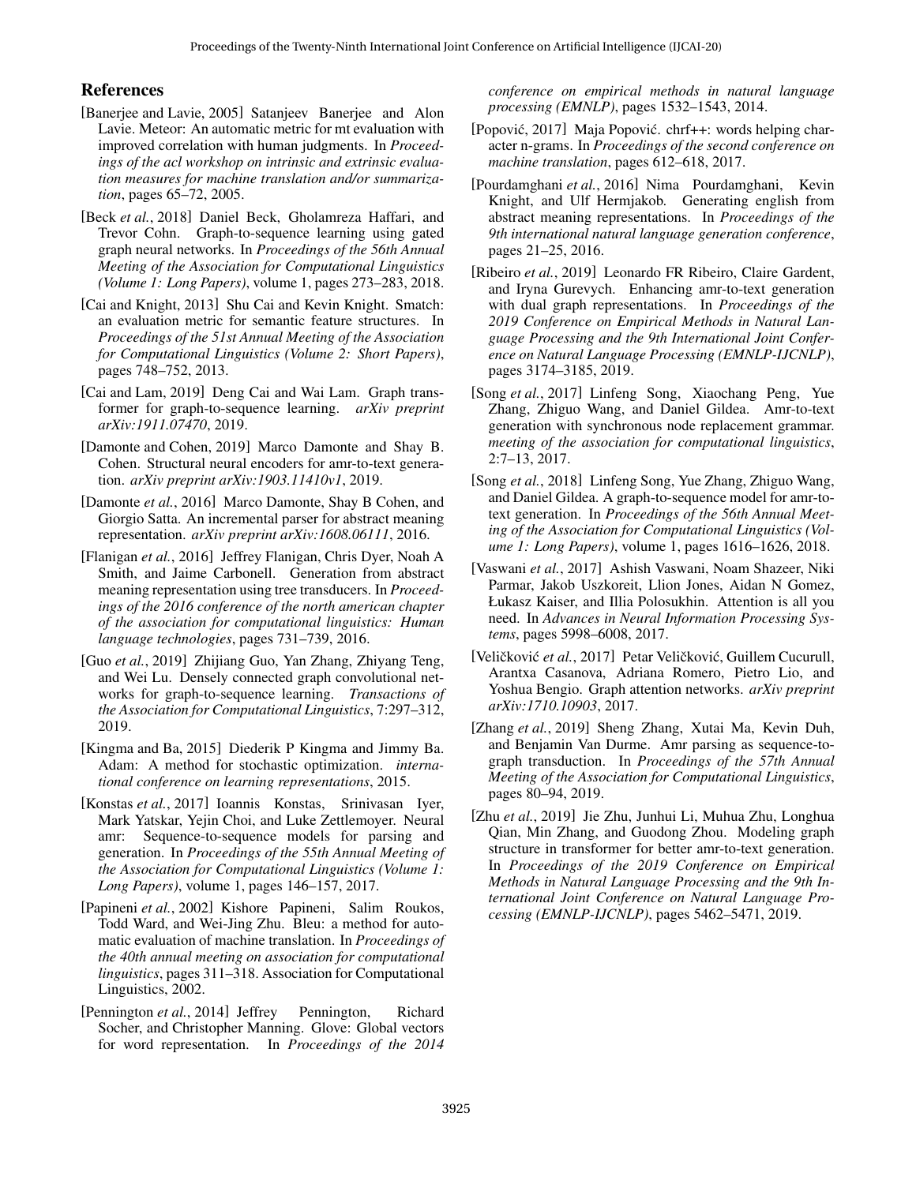## References

[Banerjee and Lavie, 2005] Satanjeev Banerjee and Alon Lavie. Meteor: An automatic metric for mt evaluation with improved correlation with human judgments. In *Proceedings of the acl workshop on intrinsic and extrinsic evaluation measures for machine translation and/or summarization*, pages 65–72, 2005.

[Beck *et al.*, 2018] Daniel Beck, Gholamreza Haffari, and Trevor Cohn. Graph-to-sequence learning using gated graph neural networks. In *Proceedings of the 56th Annual Meeting of the Association for Computational Linguistics (Volume 1: Long Papers)*, volume 1, pages 273–283, 2018.

[Cai and Knight, 2013] Shu Cai and Kevin Knight. Smatch: an evaluation metric for semantic feature structures. In *Proceedings of the 51st Annual Meeting of the Association for Computational Linguistics (Volume 2: Short Papers)*, pages 748–752, 2013.

[Cai and Lam, 2019] Deng Cai and Wai Lam. Graph transformer for graph-to-sequence learning. *arXiv preprint arXiv:1911.07470*, 2019.

[Damonte and Cohen, 2019] Marco Damonte and Shay B. Cohen. Structural neural encoders for amr-to-text generation. *arXiv preprint arXiv:1903.11410v1*, 2019.

[Damonte *et al.*, 2016] Marco Damonte, Shay B Cohen, and Giorgio Satta. An incremental parser for abstract meaning representation. *arXiv preprint arXiv:1608.06111*, 2016.

[Flanigan *et al.*, 2016] Jeffrey Flanigan, Chris Dyer, Noah A Smith, and Jaime Carbonell. Generation from abstract meaning representation using tree transducers. In *Proceedings of the 2016 conference of the north american chapter of the association for computational linguistics: Human language technologies*, pages 731–739, 2016.

[Guo *et al.*, 2019] Zhijiang Guo, Yan Zhang, Zhiyang Teng, and Wei Lu. Densely connected graph convolutional networks for graph-to-sequence learning. *Transactions of the Association for Computational Linguistics*, 7:297–312, 2019.

[Kingma and Ba, 2015] Diederik P Kingma and Jimmy Ba. Adam: A method for stochastic optimization. *international conference on learning representations*, 2015.

[Konstas *et al.*, 2017] Ioannis Konstas, Srinivasan Iyer, Mark Yatskar, Yejin Choi, and Luke Zettlemoyer. Neural amr: Sequence-to-sequence models for parsing and generation. In *Proceedings of the 55th Annual Meeting of the Association for Computational Linguistics (Volume 1: Long Papers)*, volume 1, pages 146–157, 2017.

[Papineni *et al.*, 2002] Kishore Papineni, Salim Roukos, Todd Ward, and Wei-Jing Zhu. Bleu: a method for automatic evaluation of machine translation. In *Proceedings of the 40th annual meeting on association for computational linguistics*, pages 311–318. Association for Computational Linguistics, 2002.

[Pennington *et al.*, 2014] Jeffrey Pennington, Richard Socher, and Christopher Manning. Glove: Global vectors for word representation. In *Proceedings of the 2014 conference on empirical methods in natural language processing (EMNLP)*, pages 1532–1543, 2014.

[Popović, 2017] Maja Popović. chrf++: words helping character n-grams. In *Proceedings of the second conference on machine translation*, pages 612–618, 2017.

[Pourdamghani *et al.*, 2016] Nima Pourdamghani, Kevin Knight, and Ulf Hermjakob. Generating english from abstract meaning representations. In *Proceedings of the 9th international natural language generation conference*, pages 21–25, 2016.

[Ribeiro *et al.*, 2019] Leonardo FR Ribeiro, Claire Gardent, and Iryna Gurevych. Enhancing amr-to-text generation with dual graph representations. In *Proceedings of the 2019 Conference on Empirical Methods in Natural Language Processing and the 9th International Joint Conference on Natural Language Processing (EMNLP-IJCNLP)*, pages 3174–3185, 2019.

[Song *et al.*, 2017] Linfeng Song, Xiaochang Peng, Yue Zhang, Zhiguo Wang, and Daniel Gildea. Amr-to-text generation with synchronous node replacement grammar. *meeting of the association for computational linguistics*, 2:7–13, 2017.

[Song *et al.*, 2018] Linfeng Song, Yue Zhang, Zhiguo Wang, and Daniel Gildea. A graph-to-sequence model for amr-to-text generation. In *Proceedings of the 56th Annual Meeting of the Association for Computational Linguistics (Volume 1: Long Papers)*, volume 1, pages 1616–1626, 2018.

[Vaswani *et al.*, 2017] Ashish Vaswani, Noam Shazeer, Niki Parmar, Jakob Uszkoreit, Llion Jones, Aidan N Gomez, Łukasz Kaiser, and Illia Polosukhin. Attention is all you need. In *Advances in Neural Information Processing Systems*, pages 5998–6008, 2017.

[Veličković *et al.*, 2017] Petar Veličković, Guillem Cucurull, Arantxa Casanova, Adriana Romero, Pietro Lio, and Yoshua Bengio. Graph attention networks. *arXiv preprint arXiv:1710.10903*, 2017.

[Zhang *et al.*, 2019] Sheng Zhang, Xutai Ma, Kevin Duh, and Benjamin Van Durme. Amr parsing as sequence-to-graph transduction. In *Proceedings of the 57th Annual Meeting of the Association for Computational Linguistics*, pages 80–94, 2019.

[Zhu *et al.*, 2019] Jie Zhu, Junhui Li, Muhua Zhu, Longhua Qian, Min Zhang, and Guodong Zhou. Modeling graph structure in transformer for better amr-to-text generation. In *Proceedings of the 2019 Conference on Empirical Methods in Natural Language Processing and the 9th International Joint Conference on Natural Language Processing (EMNLP-IJCNLP)*, pages 5462–5471, 2019.